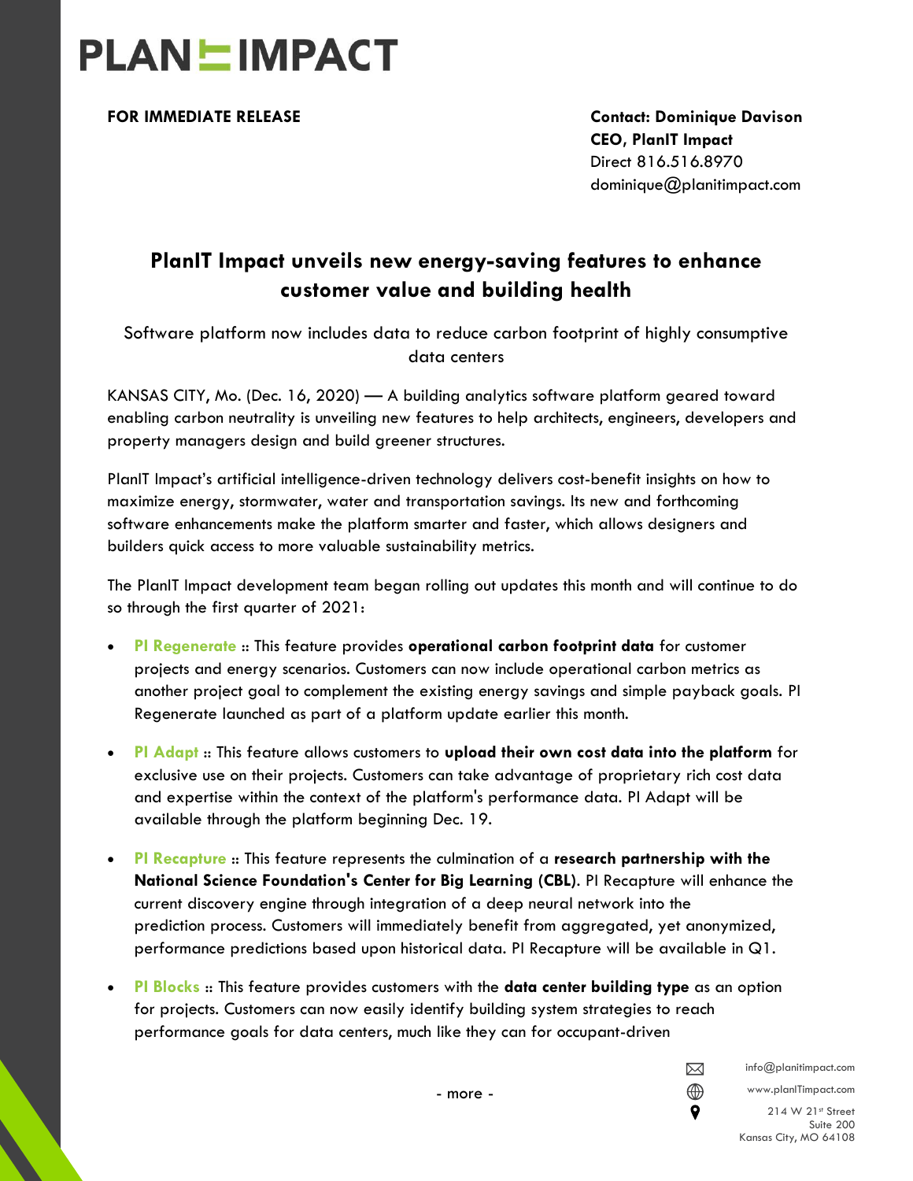# PLANIT IMPACT

**FOR IMMEDIATE RELEASE**

**Contact: Dominique Davison**
**CEO, PlanIT Impact**
Direct 816.516.8970
dominique@planitimpact.com

## PlanIT Impact unveils new energy-saving features to enhance customer value and building health

Software platform now includes data to reduce carbon footprint of highly consumptive data centers

KANSAS CITY, Mo. (Dec. 16, 2020) — A building analytics software platform geared toward enabling carbon neutrality is unveiling new features to help architects, engineers, developers and property managers design and build greener structures.

PlanIT Impact's artificial intelligence-driven technology delivers cost-benefit insights on how to maximize energy, stormwater, water and transportation savings. Its new and forthcoming software enhancements make the platform smarter and faster, which allows designers and builders quick access to more valuable sustainability metrics.

The PlanIT Impact development team began rolling out updates this month and will continue to do so through the first quarter of 2021:

- **PI Regenerate** :: This feature provides **operational carbon footprint data** for customer projects and energy scenarios. Customers can now include operational carbon metrics as another project goal to complement the existing energy savings and simple payback goals. PI Regenerate launched as part of a platform update earlier this month.
- **PI Adapt** :: This feature allows customers to **upload their own cost data into the platform** for exclusive use on their projects. Customers can take advantage of proprietary rich cost data and expertise within the context of the platform's performance data. PI Adapt will be available through the platform beginning Dec. 19.
- **PI Recapture** :: This feature represents the culmination of a **research partnership with the National Science Foundation's Center for Big Learning (CBL)**. PI Recapture will enhance the current discovery engine through integration of a deep neural network into the prediction process. Customers will immediately benefit from aggregated, yet anonymized, performance predictions based upon historical data. PI Recapture will be available in Q1.
- **PI Blocks** :: This feature provides customers with the **data center building type** as an option for projects. Customers can now easily identify building system strategies to reach performance goals for data centers, much like they can for occupant-driven

- more -

info@planitimpact.com
www.planITimpact.com
214 W 21st Street
Suite 200
Kansas City, MO 64108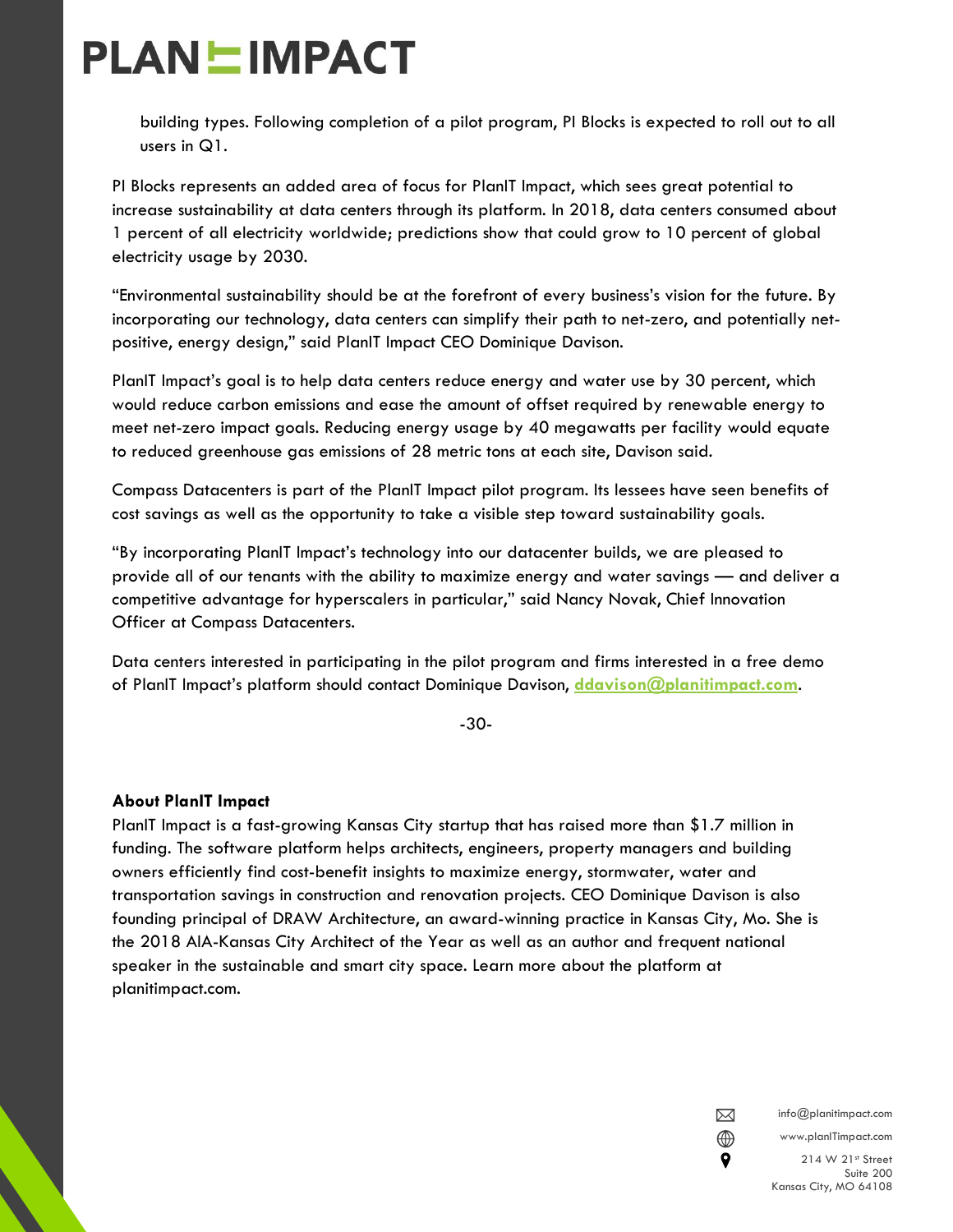building types. Following completion of a pilot program, PI Blocks is expected to roll out to all users in Q1.

PI Blocks represents an added area of focus for PlanIT Impact, which sees great potential to increase sustainability at data centers through its platform. In 2018, data centers consumed about 1 percent of all electricity worldwide; predictions show that could grow to 10 percent of global electricity usage by 2030.

“Environmental sustainability should be at the forefront of every business’s vision for the future. By incorporating our technology, data centers can simplify their path to net-zero, and potentially net-positive, energy design,” said PlanIT Impact CEO Dominique Davison.

PlanIT Impact’s goal is to help data centers reduce energy and water use by 30 percent, which would reduce carbon emissions and ease the amount of offset required by renewable energy to meet net-zero impact goals. Reducing energy usage by 40 megawatts per facility would equate to reduced greenhouse gas emissions of 28 metric tons at each site, Davison said.

Compass Datacenters is part of the PlanIT Impact pilot program. Its lessees have seen benefits of cost savings as well as the opportunity to take a visible step toward sustainability goals.

“By incorporating PlanIT Impact’s technology into our datacenter builds, we are pleased to provide all of our tenants with the ability to maximize energy and water savings — and deliver a competitive advantage for hyperscalers in particular,” said Nancy Novak, Chief Innovation Officer at Compass Datacenters.

Data centers interested in participating in the pilot program and firms interested in a free demo of PlanIT Impact’s platform should contact Dominique Davison, **ddavison@planitimpact.com**.

-30-

**About PlanIT Impact**
PlanIT Impact is a fast-growing Kansas City startup that has raised more than $1.7 million in funding. The software platform helps architects, engineers, property managers and building owners efficiently find cost-benefit insights to maximize energy, stormwater, water and transportation savings in construction and renovation projects. CEO Dominique Davison is also founding principal of DRAW Architecture, an award-winning practice in Kansas City, Mo. She is the 2018 AIA-Kansas City Architect of the Year as well as an author and frequent national speaker in the sustainable and smart city space. Learn more about the platform at planitimpact.com.